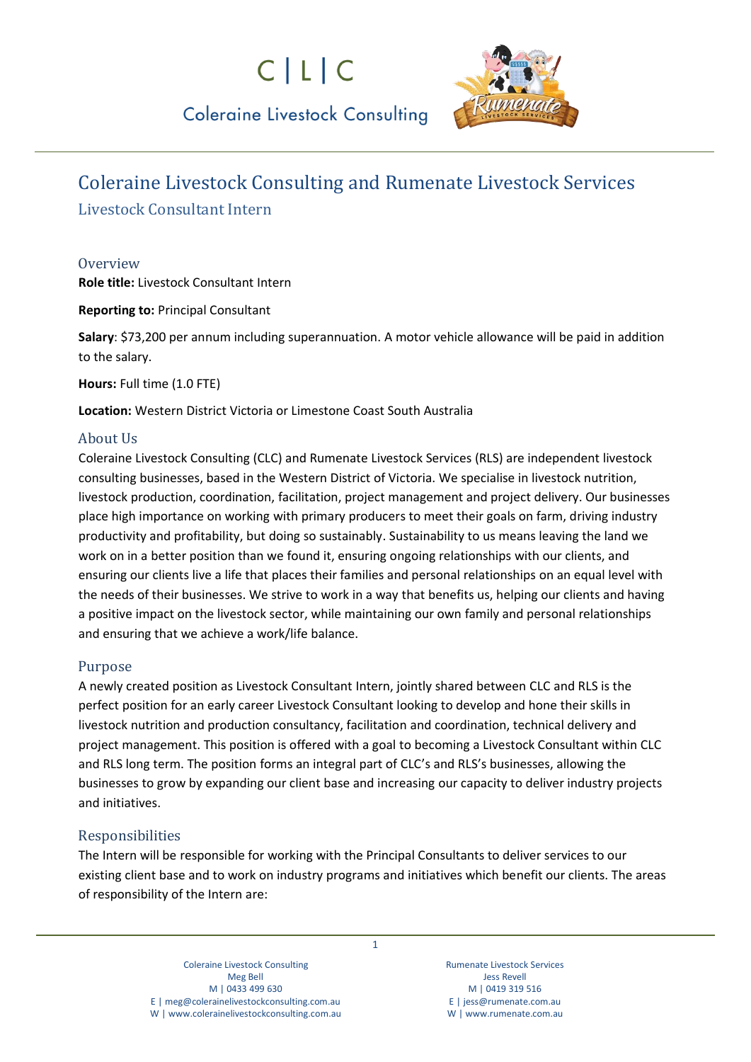C | L | C

Coleraine Livestock Consulting

# Coleraine Livestock Consulting and Rumenate Livestock Services

## Livestock Consultant Intern

### Overview

**Role title:** Livestock Consultant Intern

**Reporting to:** Principal Consultant

**Salary**: $73,200 per annum including superannuation. A motor vehicle allowance will be paid in addition to the salary.

**Hours:** Full time (1.0 FTE)

**Location:** Western District Victoria or Limestone Coast South Australia

### About Us

Coleraine Livestock Consulting (CLC) and Rumenate Livestock Services (RLS) are independent livestock consulting businesses, based in the Western District of Victoria. We specialise in livestock nutrition, livestock production, coordination, facilitation, project management and project delivery. Our businesses place high importance on working with primary producers to meet their goals on farm, driving industry productivity and profitability, but doing so sustainably. Sustainability to us means leaving the land we work on in a better position than we found it, ensuring ongoing relationships with our clients, and ensuring our clients live a life that places their families and personal relationships on an equal level with the needs of their businesses. We strive to work in a way that benefits us, helping our clients and having a positive impact on the livestock sector, while maintaining our own family and personal relationships and ensuring that we achieve a work/life balance.

### Purpose

A newly created position as Livestock Consultant Intern, jointly shared between CLC and RLS is the perfect position for an early career Livestock Consultant looking to develop and hone their skills in livestock nutrition and production consultancy, facilitation and coordination, technical delivery and project management. This position is offered with a goal to becoming a Livestock Consultant within CLC and RLS long term. The position forms an integral part of CLC's and RLS's businesses, allowing the businesses to grow by expanding our client base and increasing our capacity to deliver industry projects and initiatives.

### Responsibilities

The Intern will be responsible for working with the Principal Consultants to deliver services to our existing client base and to work on industry programs and initiatives which benefit our clients. The areas of responsibility of the Intern are:

Coleraine Livestock Consulting
Meg Bell
M | 0433 499 630
E | meg@colerainelivestockconsulting.com.au
W | www.colerainelivestockconsulting.com.au

Rumenate Livestock Services
Jess Revell
M | 0419 319 516
E | jess@rumenate.com.au
W | www.rumenate.com.au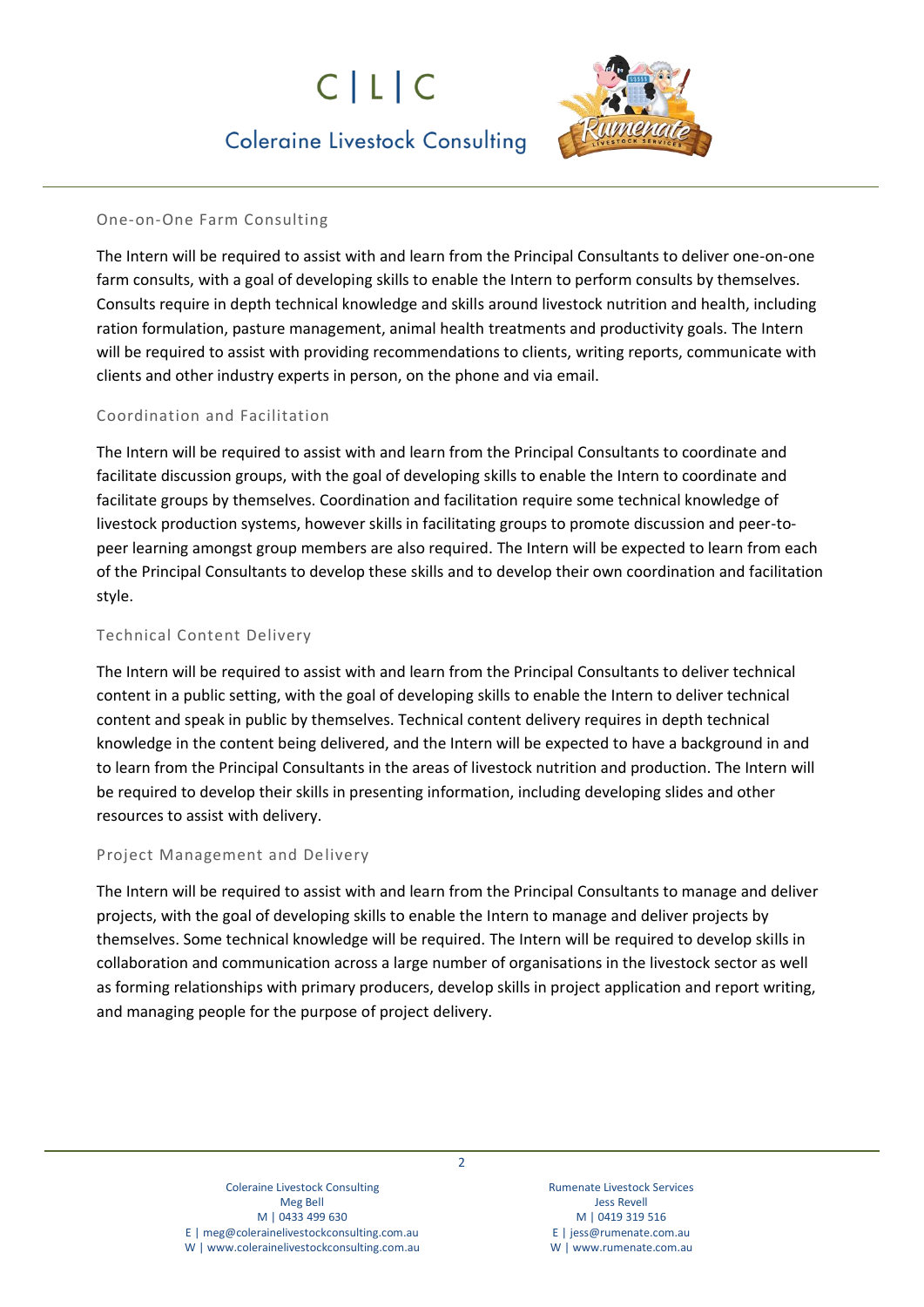### One-on-One Farm Consulting

The Intern will be required to assist with and learn from the Principal Consultants to deliver one-on-one farm consults, with a goal of developing skills to enable the Intern to perform consults by themselves. Consults require in depth technical knowledge and skills around livestock nutrition and health, including ration formulation, pasture management, animal health treatments and productivity goals. The Intern will be required to assist with providing recommendations to clients, writing reports, communicate with clients and other industry experts in person, on the phone and via email.

### Coordination and Facilitation

The Intern will be required to assist with and learn from the Principal Consultants to coordinate and facilitate discussion groups, with the goal of developing skills to enable the Intern to coordinate and facilitate groups by themselves. Coordination and facilitation require some technical knowledge of livestock production systems, however skills in facilitating groups to promote discussion and peer-to-peer learning amongst group members are also required. The Intern will be expected to learn from each of the Principal Consultants to develop these skills and to develop their own coordination and facilitation style.

### Technical Content Delivery

The Intern will be required to assist with and learn from the Principal Consultants to deliver technical content in a public setting, with the goal of developing skills to enable the Intern to deliver technical content and speak in public by themselves. Technical content delivery requires in depth technical knowledge in the content being delivered, and the Intern will be expected to have a background in and to learn from the Principal Consultants in the areas of livestock nutrition and production. The Intern will be required to develop their skills in presenting information, including developing slides and other resources to assist with delivery.

### Project Management and Delivery

The Intern will be required to assist with and learn from the Principal Consultants to manage and deliver projects, with the goal of developing skills to enable the Intern to manage and deliver projects by themselves. Some technical knowledge will be required. The Intern will be required to develop skills in collaboration and communication across a large number of organisations in the livestock sector as well as forming relationships with primary producers, develop skills in project application and report writing, and managing people for the purpose of project delivery.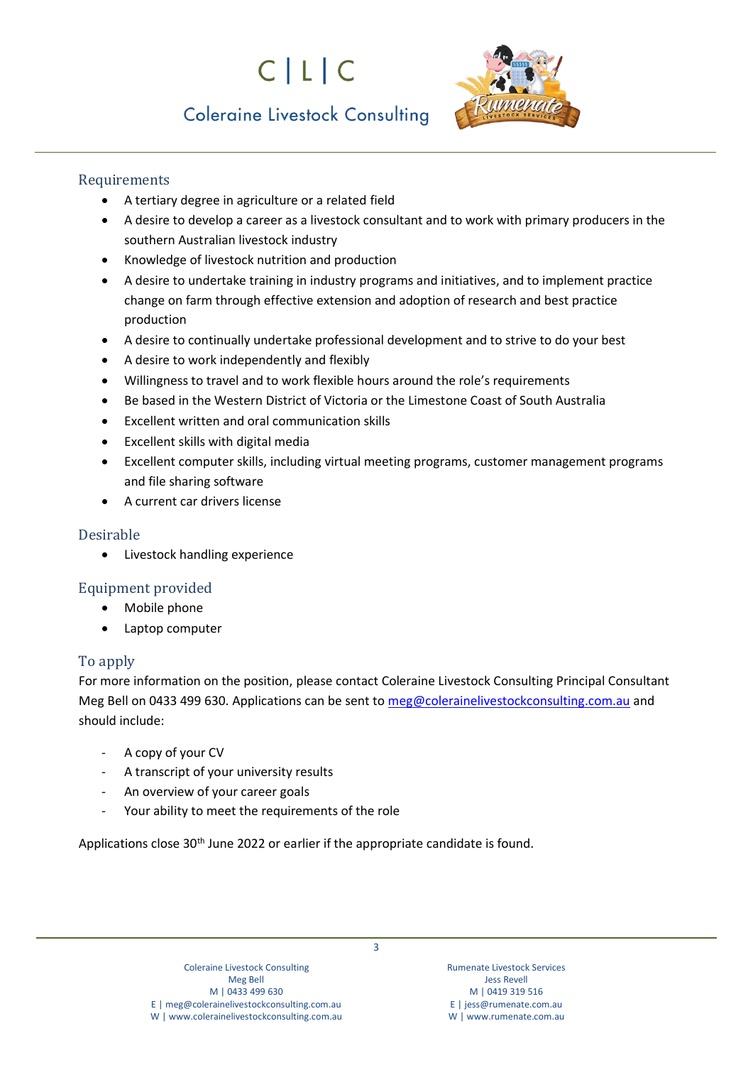## Requirements

- A tertiary degree in agriculture or a related field
- A desire to develop a career as a livestock consultant and to work with primary producers in the southern Australian livestock industry
- Knowledge of livestock nutrition and production
- A desire to undertake training in industry programs and initiatives, and to implement practice change on farm through effective extension and adoption of research and best practice production
- A desire to continually undertake professional development and to strive to do your best
- A desire to work independently and flexibly
- Willingness to travel and to work flexible hours around the role's requirements
- Be based in the Western District of Victoria or the Limestone Coast of South Australia
- Excellent written and oral communication skills
- Excellent skills with digital media
- Excellent computer skills, including virtual meeting programs, customer management programs and file sharing software
- A current car drivers license

## Desirable

- Livestock handling experience

## Equipment provided

- Mobile phone
- Laptop computer

## To apply

For more information on the position, please contact Coleraine Livestock Consulting Principal Consultant Meg Bell on 0433 499 630. Applications can be sent to meg@colerainelivestockconsulting.com.au and should include:

- A copy of your CV
- A transcript of your university results
- An overview of your career goals
- Your ability to meet the requirements of the role

Applications close 30th June 2022 or earlier if the appropriate candidate is found.